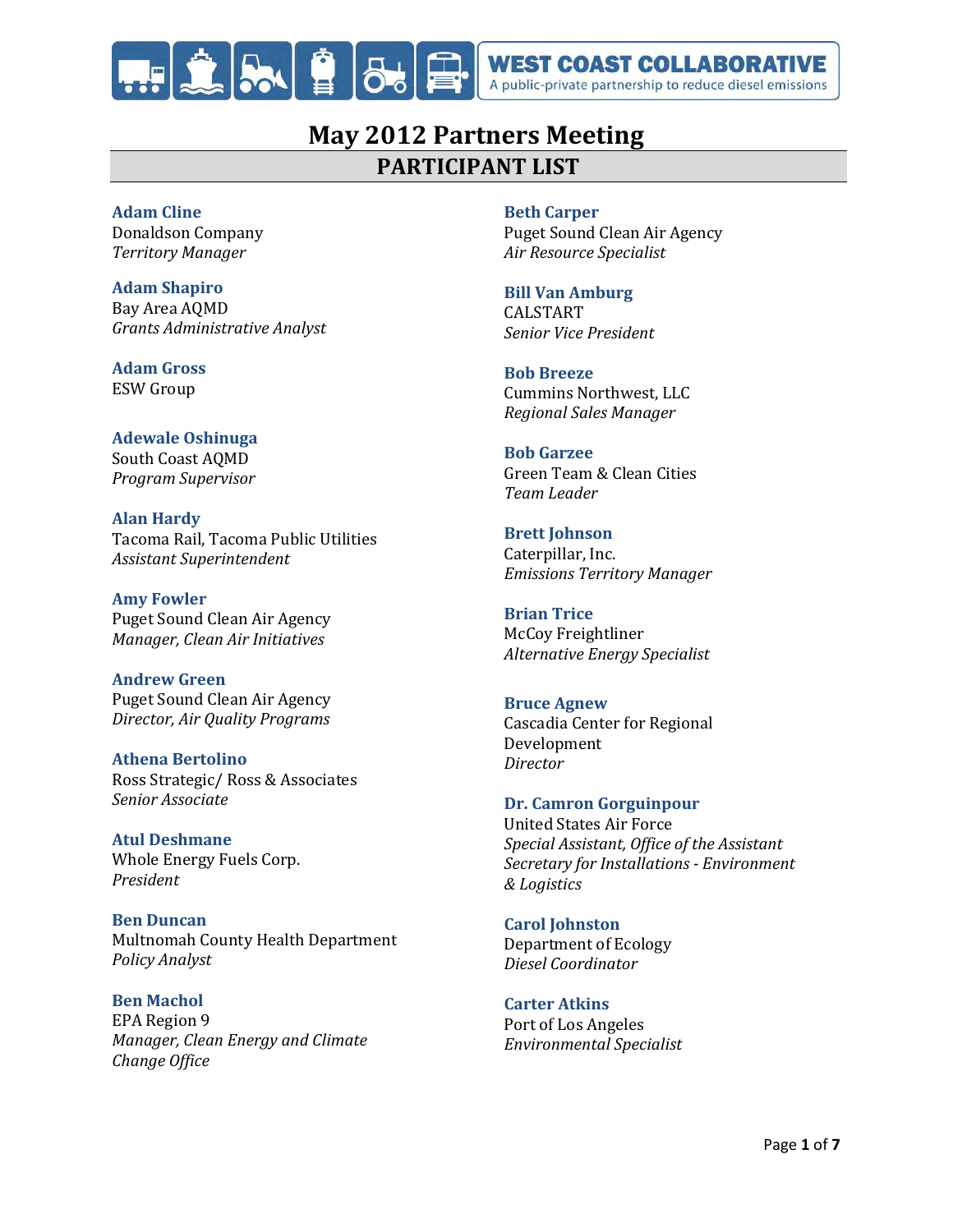WEST COAST COLLABORATIVE
A public-private partnership to reduce diesel emissions

# May 2012 Partners Meeting

## PARTICIPANT LIST

**Adam Cline**
Donaldson Company
*Territory Manager*

**Adam Shapiro**
Bay Area AQMD
*Grants Administrative Analyst*

**Adam Gross**
ESW Group

**Adewale Oshinuga**
South Coast AQMD
*Program Supervisor*

**Alan Hardy**
Tacoma Rail, Tacoma Public Utilities
*Assistant Superintendent*

**Amy Fowler**
Puget Sound Clean Air Agency
*Manager, Clean Air Initiatives*

**Andrew Green**
Puget Sound Clean Air Agency
*Director, Air Quality Programs*

**Athena Bertolino**
Ross Strategic/ Ross & Associates
*Senior Associate*

**Atul Deshmane**
Whole Energy Fuels Corp.
*President*

**Ben Duncan**
Multnomah County Health Department
*Policy Analyst*

**Ben Machol**
EPA Region 9
*Manager, Clean Energy and Climate Change Office*

**Beth Carper**
Puget Sound Clean Air Agency
*Air Resource Specialist*

**Bill Van Amburg**
CALSTART
*Senior Vice President*

**Bob Breeze**
Cummins Northwest, LLC
*Regional Sales Manager*

**Bob Garzee**
Green Team & Clean Cities
*Team Leader*

**Brett Johnson**
Caterpillar, Inc.
*Emissions Territory Manager*

**Brian Trice**
McCoy Freightliner
*Alternative Energy Specialist*

**Bruce Agnew**
Cascadia Center for Regional Development
*Director*

**Dr. Camron Gorguinpour**
United States Air Force
*Special Assistant, Office of the Assistant Secretary for Installations - Environment & Logistics*

**Carol Johnston**
Department of Ecology
*Diesel Coordinator*

**Carter Atkins**
Port of Los Angeles
*Environmental Specialist*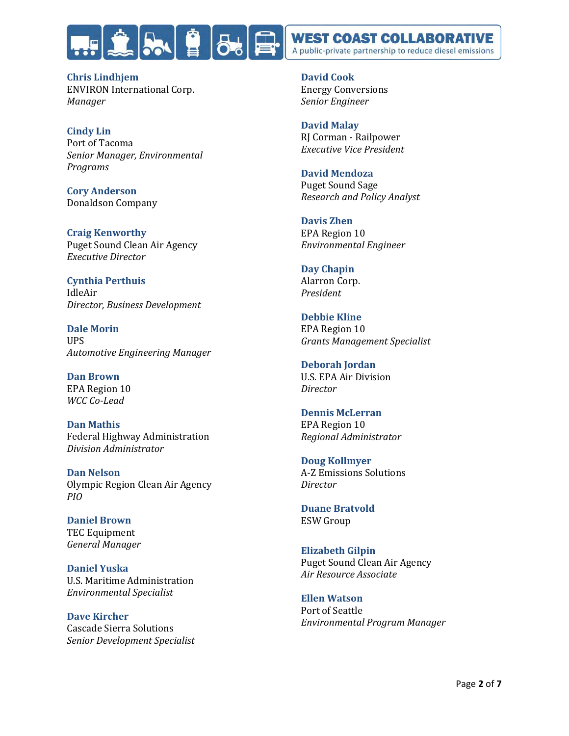**Chris Lindhjem**
ENVIRON International Corp.
*Manager*

**Cindy Lin**
Port of Tacoma
*Senior Manager, Environmental Programs*

**Cory Anderson**
Donaldson Company

**Craig Kenworthy**
Puget Sound Clean Air Agency
*Executive Director*

**Cynthia Perthuis**
IdleAir
*Director, Business Development*

**Dale Morin**
UPS
*Automotive Engineering Manager*

**Dan Brown**
EPA Region 10
*WCC Co-Lead*

**Dan Mathis**
Federal Highway Administration
*Division Administrator*

**Dan Nelson**
Olympic Region Clean Air Agency
*PIO*

**Daniel Brown**
TEC Equipment
*General Manager*

**Daniel Yuska**
U.S. Maritime Administration
*Environmental Specialist*

**Dave Kircher**
Cascade Sierra Solutions
*Senior Development Specialist*

**David Cook**
Energy Conversions
*Senior Engineer*

**David Malay**
RJ Corman - Railpower
*Executive Vice President*

**David Mendoza**
Puget Sound Sage
*Research and Policy Analyst*

**Davis Zhen**
EPA Region 10
*Environmental Engineer*

**Day Chapin**
Alarron Corp.
*President*

**Debbie Kline**
EPA Region 10
*Grants Management Specialist*

**Deborah Jordan**
U.S. EPA Air Division
*Director*

**Dennis McLerran**
EPA Region 10
*Regional Administrator*

**Doug Kollmyer**
A-Z Emissions Solutions
*Director*

**Duane Bratvold**
ESW Group

**Elizabeth Gilpin**
Puget Sound Clean Air Agency
*Air Resource Associate*

**Ellen Watson**
Port of Seattle
*Environmental Program Manager*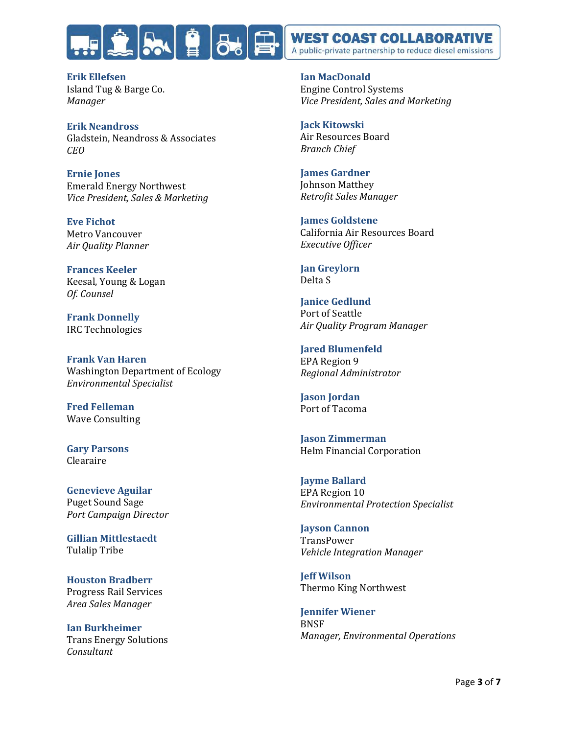**Erik Ellefsen**
Island Tug & Barge Co.
*Manager*

**Erik Neandross**
Gladstein, Neandross & Associates
*CEO*

**Ernie Jones**
Emerald Energy Northwest
*Vice President, Sales & Marketing*

**Eve Fichot**
Metro Vancouver
*Air Quality Planner*

**Frances Keeler**
Keesal, Young & Logan
*Of. Counsel*

**Frank Donnelly**
IRC Technologies

**Frank Van Haren**
Washington Department of Ecology
*Environmental Specialist*

**Fred Felleman**
Wave Consulting

**Gary Parsons**
Clearaire

**Genevieve Aguilar**
Puget Sound Sage
*Port Campaign Director*

**Gillian Mittlestaedt**
Tulalip Tribe

**Houston Bradberr**
Progress Rail Services
*Area Sales Manager*

**Ian Burkheimer**
Trans Energy Solutions
*Consultant*

**Ian MacDonald**
Engine Control Systems
*Vice President, Sales and Marketing*

**Jack Kitowski**
Air Resources Board
*Branch Chief*

**James Gardner**
Johnson Matthey
*Retrofit Sales Manager*

**James Goldstene**
California Air Resources Board
*Executive Officer*

**Jan Greylorn**
Delta S

**Janice Gedlund**
Port of Seattle
*Air Quality Program Manager*

**Jared Blumenfeld**
EPA Region 9
*Regional Administrator*

**Jason Jordan**
Port of Tacoma

**Jason Zimmerman**
Helm Financial Corporation

**Jayme Ballard**
EPA Region 10
*Environmental Protection Specialist*

**Jayson Cannon**
TransPower
*Vehicle Integration Manager*

**Jeff Wilson**
Thermo King Northwest

**Jennifer Wiener**
BNSF
*Manager, Environmental Operations*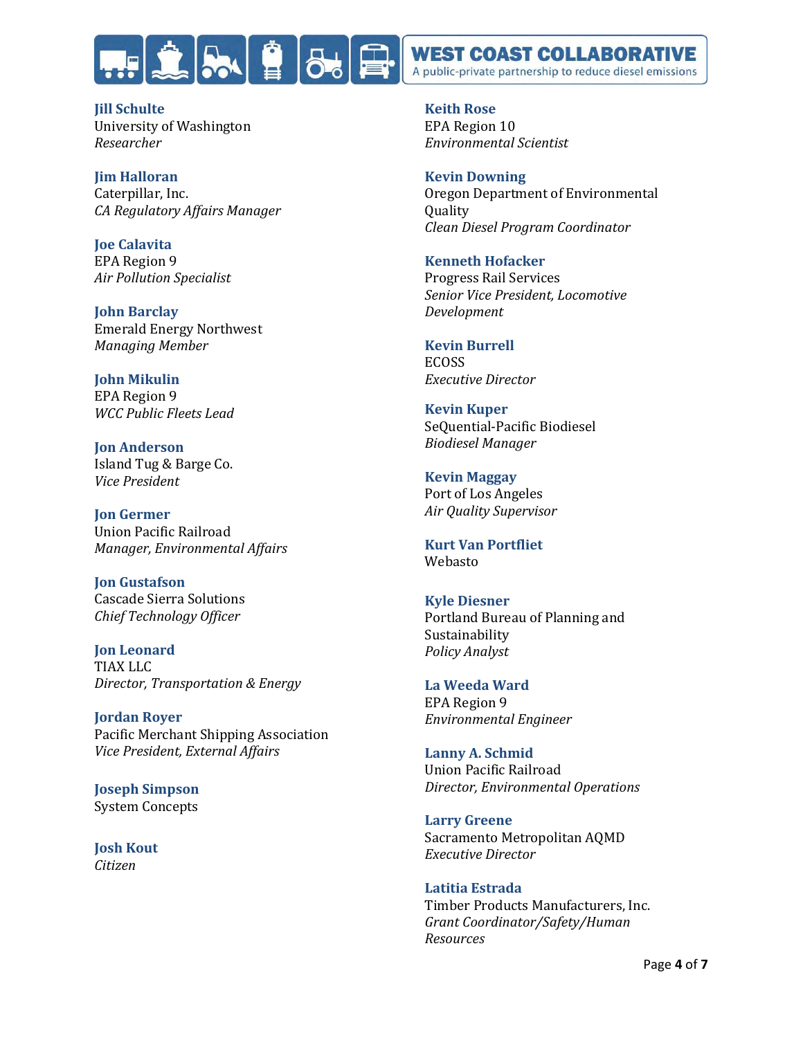**Jill Schulte**
University of Washington
*Researcher*

**Jim Halloran**
Caterpillar, Inc.
*CA Regulatory Affairs Manager*

**Joe Calavita**
EPA Region 9
*Air Pollution Specialist*

**John Barclay**
Emerald Energy Northwest
*Managing Member*

**John Mikulin**
EPA Region 9
*WCC Public Fleets Lead*

**Jon Anderson**
Island Tug & Barge Co.
*Vice President*

**Jon Germer**
Union Pacific Railroad
*Manager, Environmental Affairs*

**Jon Gustafson**
Cascade Sierra Solutions
*Chief Technology Officer*

**Jon Leonard**
TIAX LLC
*Director, Transportation & Energy*

**Jordan Royer**
Pacific Merchant Shipping Association
*Vice President, External Affairs*

**Joseph Simpson**
System Concepts

**Josh Kout**
*Citizen*

**Keith Rose**
EPA Region 10
*Environmental Scientist*

**Kevin Downing**
Oregon Department of Environmental Quality
*Clean Diesel Program Coordinator*

**Kenneth Hofacker**
Progress Rail Services
*Senior Vice President, Locomotive Development*

**Kevin Burrell**
ECOSS
*Executive Director*

**Kevin Kuper**
SeQuential-Pacific Biodiesel
*Biodiesel Manager*

**Kevin Maggay**
Port of Los Angeles
*Air Quality Supervisor*

**Kurt Van Portfliet**
Webasto

**Kyle Diesner**
Portland Bureau of Planning and Sustainability
*Policy Analyst*

**La Weeda Ward**
EPA Region 9
*Environmental Engineer*

**Lanny A. Schmid**
Union Pacific Railroad
*Director, Environmental Operations*

**Larry Greene**
Sacramento Metropolitan AQMD
*Executive Director*

**Latitia Estrada**
Timber Products Manufacturers, Inc.
*Grant Coordinator/Safety/Human Resources*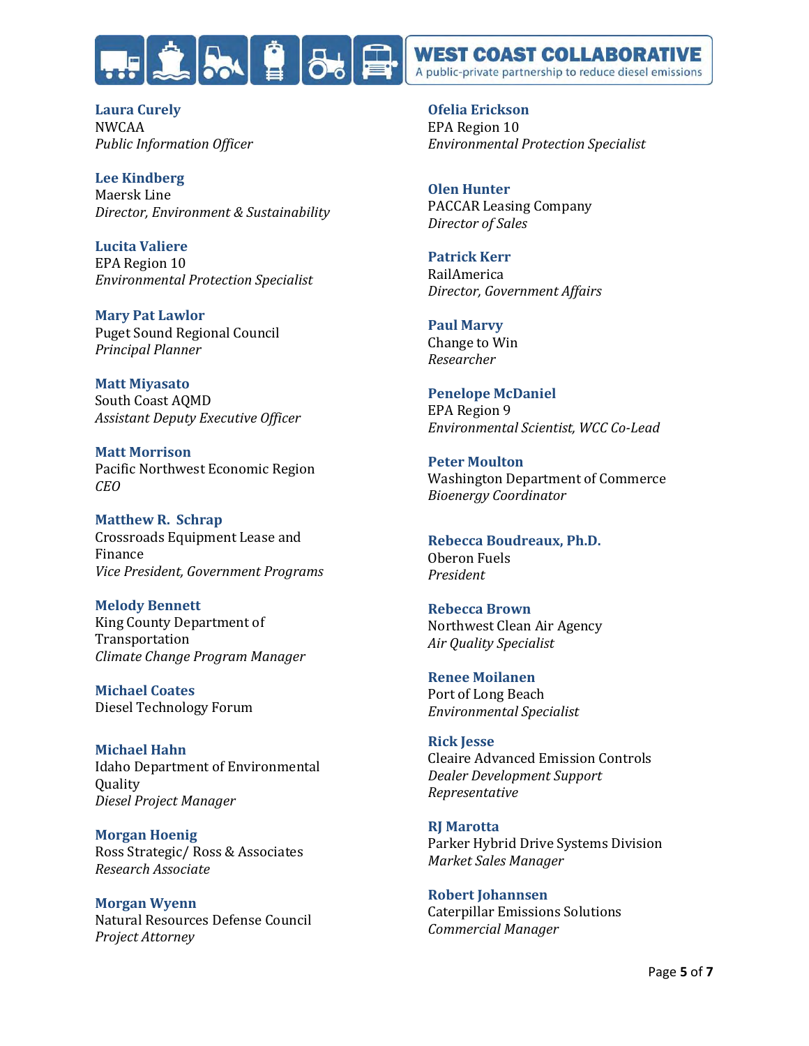**Laura Curely**
NWCAA
*Public Information Officer*

**Lee Kindberg**
Maersk Line
*Director, Environment & Sustainability*

**Lucita Valiere**
EPA Region 10
*Environmental Protection Specialist*

**Mary Pat Lawlor**
Puget Sound Regional Council
*Principal Planner*

**Matt Miyasato**
South Coast AQMD
*Assistant Deputy Executive Officer*

**Matt Morrison**
Pacific Northwest Economic Region
*CEO*

**Matthew R. Schrap**
Crossroads Equipment Lease and Finance
*Vice President, Government Programs*

**Melody Bennett**
King County Department of Transportation
*Climate Change Program Manager*

**Michael Coates**
Diesel Technology Forum

**Michael Hahn**
Idaho Department of Environmental Quality
*Diesel Project Manager*

**Morgan Hoenig**
Ross Strategic/ Ross & Associates
*Research Associate*

**Morgan Wyenn**
Natural Resources Defense Council
*Project Attorney*

**Ofelia Erickson**
EPA Region 10
*Environmental Protection Specialist*

**Olen Hunter**
PACCAR Leasing Company
*Director of Sales*

**Patrick Kerr**
RailAmerica
*Director, Government Affairs*

**Paul Marvy**
Change to Win
*Researcher*

**Penelope McDaniel**
EPA Region 9
*Environmental Scientist, WCC Co-Lead*

**Peter Moulton**
Washington Department of Commerce
*Bioenergy Coordinator*

**Rebecca Boudreaux, Ph.D.**
Oberon Fuels
*President*

**Rebecca Brown**
Northwest Clean Air Agency
*Air Quality Specialist*

**Renee Moilanen**
Port of Long Beach
*Environmental Specialist*

**Rick Jesse**
Cleaire Advanced Emission Controls
*Dealer Development Support Representative*

**RJ Marotta**
Parker Hybrid Drive Systems Division
*Market Sales Manager*

**Robert Johannsen**
Caterpillar Emissions Solutions
*Commercial Manager*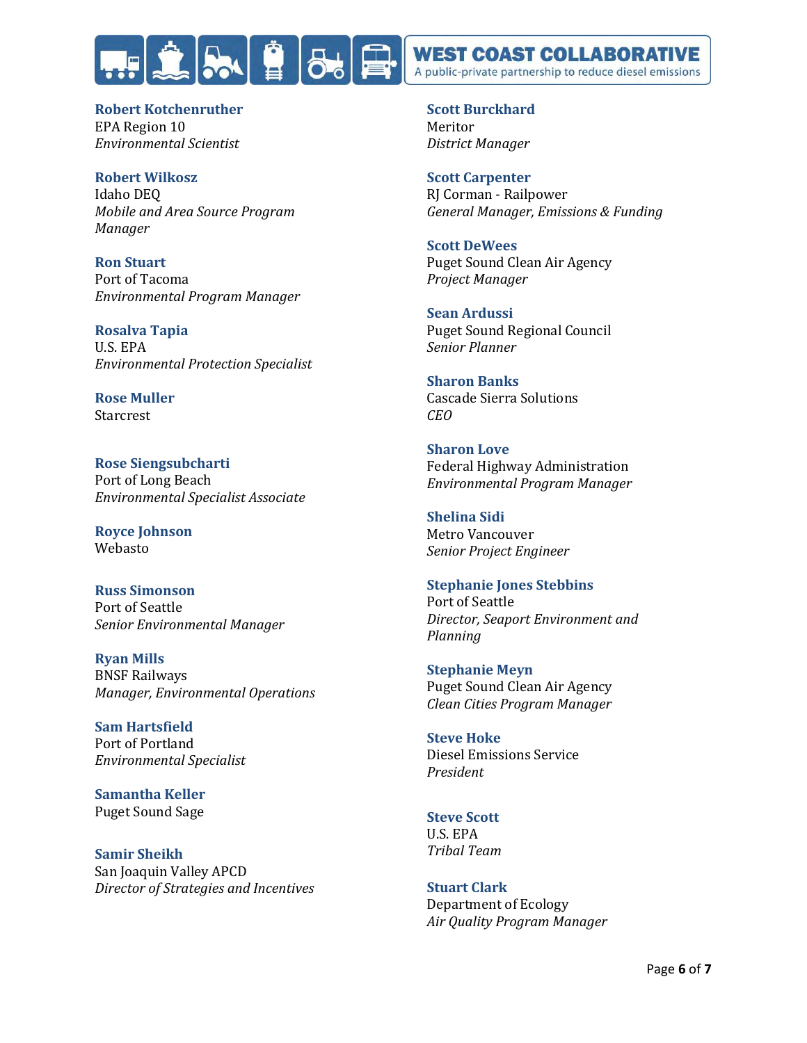**Robert Kotchenruther**
EPA Region 10
*Environmental Scientist*

**Robert Wilkosz**
Idaho DEQ
*Mobile and Area Source Program Manager*

**Ron Stuart**
Port of Tacoma
*Environmental Program Manager*

**Rosalva Tapia**
U.S. EPA
*Environmental Protection Specialist*

**Rose Muller**
Starcrest

**Rose Siengsubcharti**
Port of Long Beach
*Environmental Specialist Associate*

**Royce Johnson**
Webasto

**Russ Simonson**
Port of Seattle
*Senior Environmental Manager*

**Ryan Mills**
BNSF Railways
*Manager, Environmental Operations*

**Sam Hartsfield**
Port of Portland
*Environmental Specialist*

**Samantha Keller**
Puget Sound Sage

**Samir Sheikh**
San Joaquin Valley APCD
*Director of Strategies and Incentives*

**Scott Burckhard**
Meritor
*District Manager*

**Scott Carpenter**
RJ Corman - Railpower
*General Manager, Emissions & Funding*

**Scott DeWees**
Puget Sound Clean Air Agency
*Project Manager*

**Sean Ardussi**
Puget Sound Regional Council
*Senior Planner*

**Sharon Banks**
Cascade Sierra Solutions
*CEO*

**Sharon Love**
Federal Highway Administration
*Environmental Program Manager*

**Shelina Sidi**
Metro Vancouver
*Senior Project Engineer*

**Stephanie Jones Stebbins**
Port of Seattle
*Director, Seaport Environment and Planning*

**Stephanie Meyn**
Puget Sound Clean Air Agency
*Clean Cities Program Manager*

**Steve Hoke**
Diesel Emissions Service
*President*

**Steve Scott**
U.S. EPA
*Tribal Team*

**Stuart Clark**
Department of Ecology
*Air Quality Program Manager*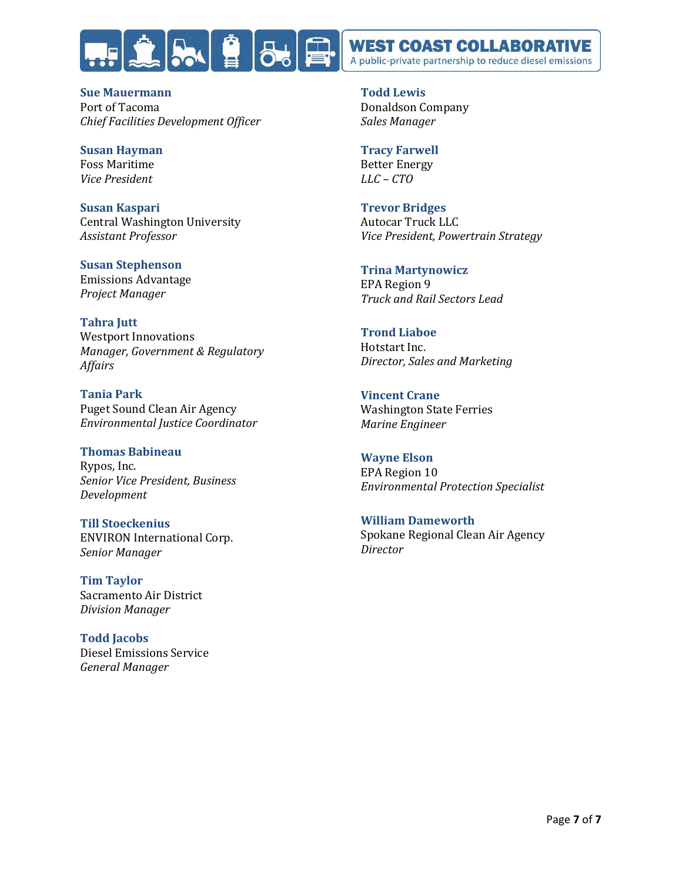**Sue Mauermann**
Port of Tacoma
*Chief Facilities Development Officer*

**Susan Hayman**
Foss Maritime
*Vice President*

**Susan Kaspari**
Central Washington University
*Assistant Professor*

**Susan Stephenson**
Emissions Advantage
*Project Manager*

**Tahra Jutt**
Westport Innovations
*Manager, Government & Regulatory Affairs*

**Tania Park**
Puget Sound Clean Air Agency
*Environmental Justice Coordinator*

**Thomas Babineau**
Rypos, Inc.
*Senior Vice President, Business Development*

**Till Stoeckenius**
ENVIRON International Corp.
*Senior Manager*

**Tim Taylor**
Sacramento Air District
*Division Manager*

**Todd Jacobs**
Diesel Emissions Service
*General Manager*

**Todd Lewis**
Donaldson Company
*Sales Manager*

**Tracy Farwell**
Better Energy
*LLC – CTO*

**Trevor Bridges**
Autocar Truck LLC
*Vice President, Powertrain Strategy*

**Trina Martynowicz**
EPA Region 9
*Truck and Rail Sectors Lead*

**Trond Liaboe**
Hotstart Inc.
*Director, Sales and Marketing*

**Vincent Crane**
Washington State Ferries
*Marine Engineer*

**Wayne Elson**
EPA Region 10
*Environmental Protection Specialist*

**William Dameworth**
Spokane Regional Clean Air Agency
*Director*